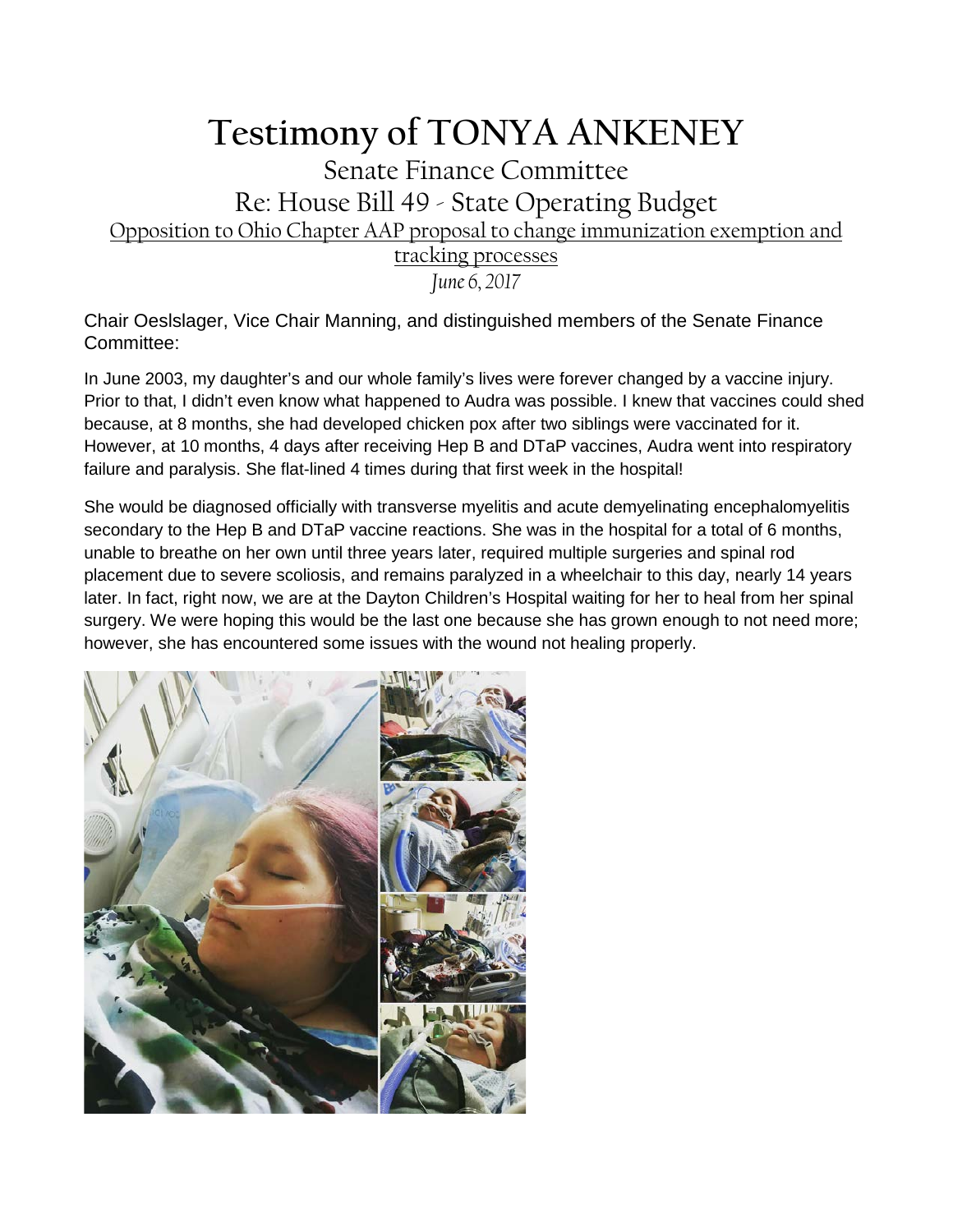# Testimony of TONYA ANKENEY

## Senate Finance Committee

## Re: House Bill 49 - State Operating Budget

Opposition to Ohio Chapter AAP proposal to change immunization exemption and tracking processes

*June 6, 2017*

Chair Oeslslager, Vice Chair Manning, and distinguished members of the Senate Finance Committee:

In June 2003, my daughter's and our whole family's lives were forever changed by a vaccine injury. Prior to that, I didn't even know what happened to Audra was possible. I knew that vaccines could shed because, at 8 months, she had developed chicken pox after two siblings were vaccinated for it. However, at 10 months, 4 days after receiving Hep B and DTaP vaccines, Audra went into respiratory failure and paralysis. She flat-lined 4 times during that first week in the hospital!

She would be diagnosed officially with transverse myelitis and acute demyelinating encephalomyelitis secondary to the Hep B and DTaP vaccine reactions. She was in the hospital for a total of 6 months, unable to breathe on her own until three years later, required multiple surgeries and spinal rod placement due to severe scoliosis, and remains paralyzed in a wheelchair to this day, nearly 14 years later. In fact, right now, we are at the Dayton Children's Hospital waiting for her to heal from her spinal surgery. We were hoping this would be the last one because she has grown enough to not need more; however, she has encountered some issues with the wound not healing properly.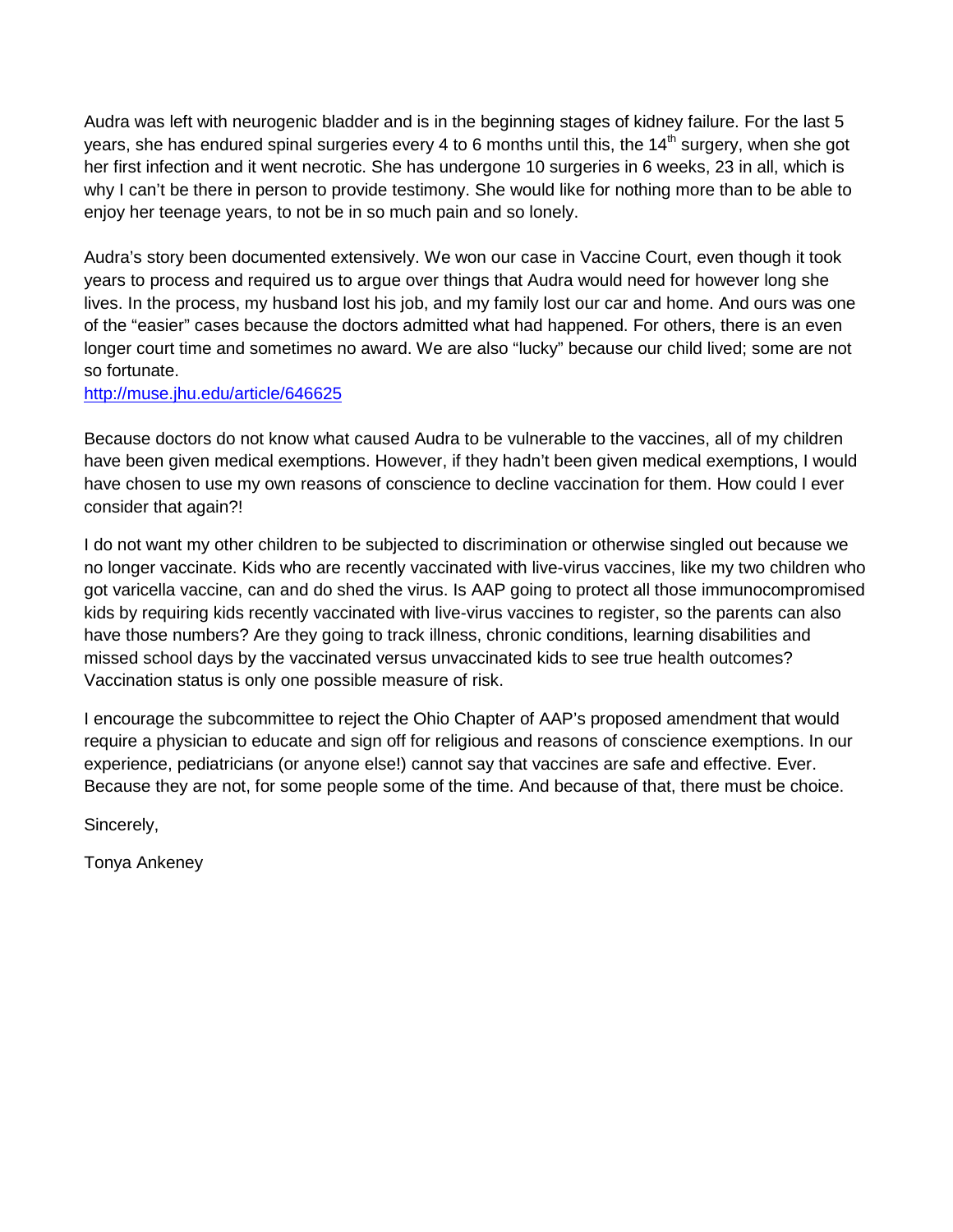Audra was left with neurogenic bladder and is in the beginning stages of kidney failure. For the last 5 years, she has endured spinal surgeries every 4 to 6 months until this, the 14th surgery, when she got her first infection and it went necrotic. She has undergone 10 surgeries in 6 weeks, 23 in all, which is why I can't be there in person to provide testimony. She would like for nothing more than to be able to enjoy her teenage years, to not be in so much pain and so lonely.

Audra's story been documented extensively. We won our case in Vaccine Court, even though it took years to process and required us to argue over things that Audra would need for however long she lives. In the process, my husband lost his job, and my family lost our car and home. And ours was one of the "easier" cases because the doctors admitted what had happened. For others, there is an even longer court time and sometimes no award. We are also "lucky" because our child lived; some are not so fortunate.
http://muse.jhu.edu/article/646625

Because doctors do not know what caused Audra to be vulnerable to the vaccines, all of my children have been given medical exemptions. However, if they hadn't been given medical exemptions, I would have chosen to use my own reasons of conscience to decline vaccination for them. How could I ever consider that again?!

I do not want my other children to be subjected to discrimination or otherwise singled out because we no longer vaccinate. Kids who are recently vaccinated with live-virus vaccines, like my two children who got varicella vaccine, can and do shed the virus. Is AAP going to protect all those immunocompromised kids by requiring kids recently vaccinated with live-virus vaccines to register, so the parents can also have those numbers? Are they going to track illness, chronic conditions, learning disabilities and missed school days by the vaccinated versus unvaccinated kids to see true health outcomes? Vaccination status is only one possible measure of risk.

I encourage the subcommittee to reject the Ohio Chapter of AAP's proposed amendment that would require a physician to educate and sign off for religious and reasons of conscience exemptions. In our experience, pediatricians (or anyone else!) cannot say that vaccines are safe and effective. Ever. Because they are not, for some people some of the time. And because of that, there must be choice.

Sincerely,

Tonya Ankeney